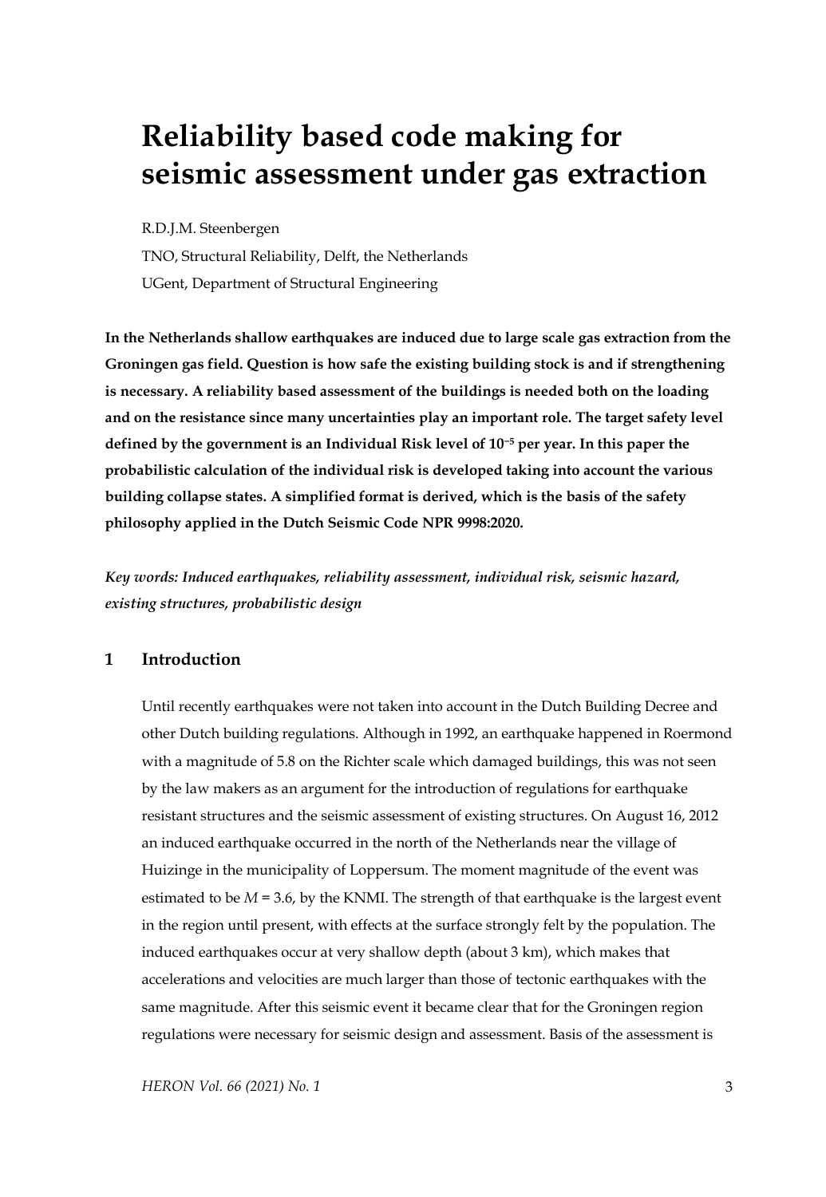# Reliability based code making for seismic assessment under gas extraction

R.D.J.M. Steenbergen

TNO, Structural Reliability, Delft, the Netherlands

UGent, Department of Structural Engineering

**In the Netherlands shallow earthquakes are induced due to large scale gas extraction from the Groningen gas field. Question is how safe the existing building stock is and if strengthening is necessary. A reliability based assessment of the buildings is needed both on the loading and on the resistance since many uncertainties play an important role. The target safety level defined by the government is an Individual Risk level of $10^{-5}$ per year. In this paper the probabilistic calculation of the individual risk is developed taking into account the various building collapse states. A simplified format is derived, which is the basis of the safety philosophy applied in the Dutch Seismic Code NPR 9998:2020.**

*Key words: Induced earthquakes, reliability assessment, individual risk, seismic hazard, existing structures, probabilistic design*

## 1 Introduction

Until recently earthquakes were not taken into account in the Dutch Building Decree and other Dutch building regulations. Although in 1992, an earthquake happened in Roermond with a magnitude of 5.8 on the Richter scale which damaged buildings, this was not seen by the law makers as an argument for the introduction of regulations for earthquake resistant structures and the seismic assessment of existing structures. On August 16, 2012 an induced earthquake occurred in the north of the Netherlands near the village of Huizinge in the municipality of Loppersum. The moment magnitude of the event was estimated to be $M = 3.6$, by the KNMI. The strength of that earthquake is the largest event in the region until present, with effects at the surface strongly felt by the population. The induced earthquakes occur at very shallow depth (about 3 km), which makes that accelerations and velocities are much larger than those of tectonic earthquakes with the same magnitude. After this seismic event it became clear that for the Groningen region regulations were necessary for seismic design and assessment. Basis of the assessment is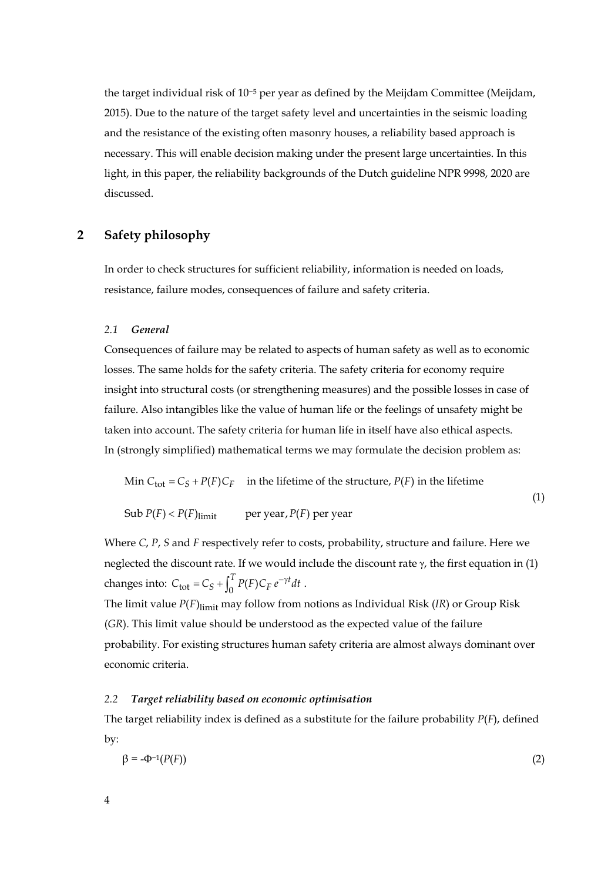the target individual risk of $10^{-5}$ per year as defined by the Meijdam Committee (Meijdam, 2015). Due to the nature of the target safety level and uncertainties in the seismic loading and the resistance of the existing often masonry houses, a reliability based approach is necessary. This will enable decision making under the present large uncertainties. In this light, in this paper, the reliability backgrounds of the Dutch guideline NPR 9998, 2020 are discussed.

## 2 Safety philosophy

In order to check structures for sufficient reliability, information is needed on loads, resistance, failure modes, consequences of failure and safety criteria.

### 2.1 *General*

Consequences of failure may be related to aspects of human safety as well as to economic losses. The same holds for the safety criteria. The safety criteria for economy require insight into structural costs (or strengthening measures) and the possible losses in case of failure. Also intangibles like the value of human life or the feelings of unsafety might be taken into account. The safety criteria for human life in itself have also ethical aspects. In (strongly simplified) mathematical terms we may formulate the decision problem as:

$$\begin{aligned} &\text{Min } C_{\text{tot}} = C_S + P(F)C_F \quad \text{in the lifetime of the structure, } P(F) \text{ in the lifetime} \\ &\text{Sub } P(F) < P(F)_{\text{limit}} \qquad \text{per year}, P(F) \text{ per year} \end{aligned} \tag{1}$$

Where *C*, *P*, *S* and *F* respectively refer to costs, probability, structure and failure. Here we neglected the discount rate. If we would include the discount rate $\gamma$, the first equation in (1) changes into: $C_{\text{tot}} = C_S + \int_0^T P(F) C_F \, e^{-\gamma t} dt$ .

The limit value $P(F)_{\text{limit}}$ may follow from notions as Individual Risk (*IR*) or Group Risk (*GR*). This limit value should be understood as the expected value of the failure probability. For existing structures human safety criteria are almost always dominant over economic criteria.

### 2.2 *Target reliability based on economic optimisation*

The target reliability index is defined as a substitute for the failure probability *P*(*F*), defined by:

$$\beta = -\Phi^{-1}(P(F)) \tag{2}$$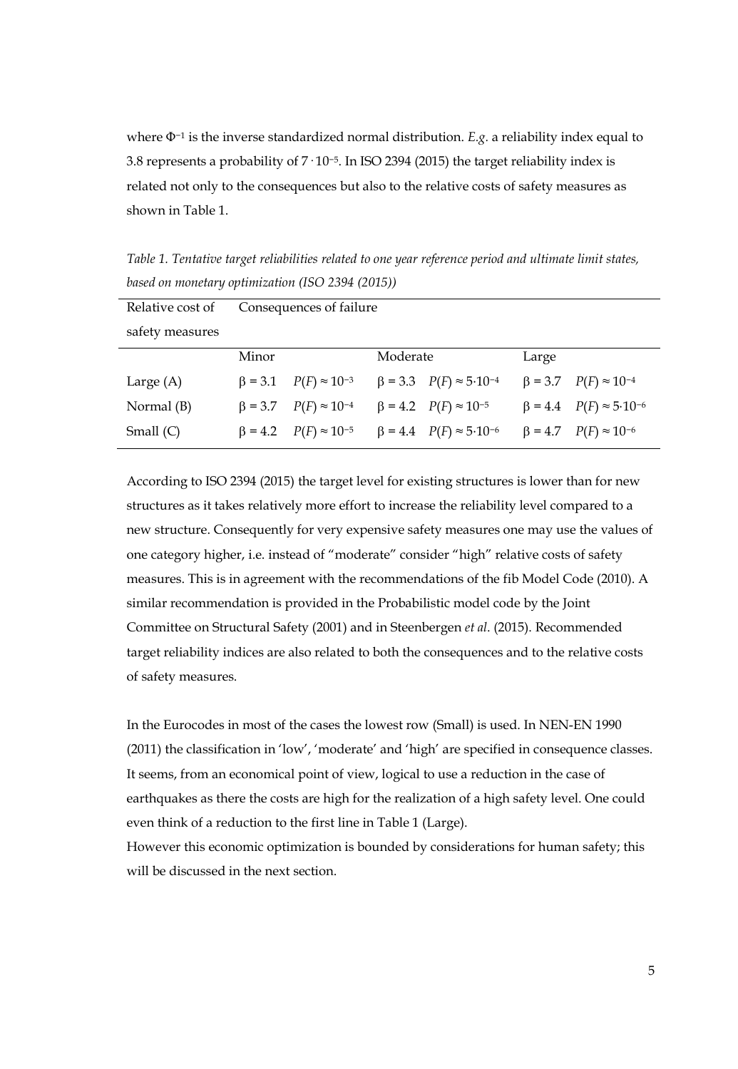where $\Phi^{-1}$ is the inverse standardized normal distribution. *E.g.* a reliability index equal to 3.8 represents a probability of $7 \cdot 10^{-5}$. In ISO 2394 (2015) the target reliability index is related not only to the consequences but also to the relative costs of safety measures as shown in Table 1.

*Table 1. Tentative target reliabilities related to one year reference period and ultimate limit states, based on monetary optimization (ISO 2394 (2015))*

| Relative cost of safety measures | Consequences of failure | | | | | |
|---|---|---|---|---|---|---|
| | Minor | | Moderate | | Large | |
| Large (A) | $\beta = 3.1$ | $P(F) \approx 10^{-3}$ | $\beta = 3.3$ | $P(F) \approx 5{\cdot}10^{-4}$ | $\beta = 3.7$ | $P(F) \approx 10^{-4}$ |
| Normal (B) | $\beta = 3.7$ | $P(F) \approx 10^{-4}$ | $\beta = 4.2$ | $P(F) \approx 10^{-5}$ | $\beta = 4.4$ | $P(F) \approx 5{\cdot}10^{-6}$ |
| Small (C) | $\beta = 4.2$ | $P(F) \approx 10^{-5}$ | $\beta = 4.4$ | $P(F) \approx 5{\cdot}10^{-6}$ | $\beta = 4.7$ | $P(F) \approx 10^{-6}$ |

According to ISO 2394 (2015) the target level for existing structures is lower than for new structures as it takes relatively more effort to increase the reliability level compared to a new structure. Consequently for very expensive safety measures one may use the values of one category higher, i.e. instead of "moderate" consider "high" relative costs of safety measures. This is in agreement with the recommendations of the fib Model Code (2010). A similar recommendation is provided in the Probabilistic model code by the Joint Committee on Structural Safety (2001) and in Steenbergen *et al*. (2015). Recommended target reliability indices are also related to both the consequences and to the relative costs of safety measures.

In the Eurocodes in most of the cases the lowest row (Small) is used. In NEN-EN 1990 (2011) the classification in 'low', 'moderate' and 'high' are specified in consequence classes. It seems, from an economical point of view, logical to use a reduction in the case of earthquakes as there the costs are high for the realization of a high safety level. One could even think of a reduction to the first line in Table 1 (Large).
However this economic optimization is bounded by considerations for human safety; this will be discussed in the next section.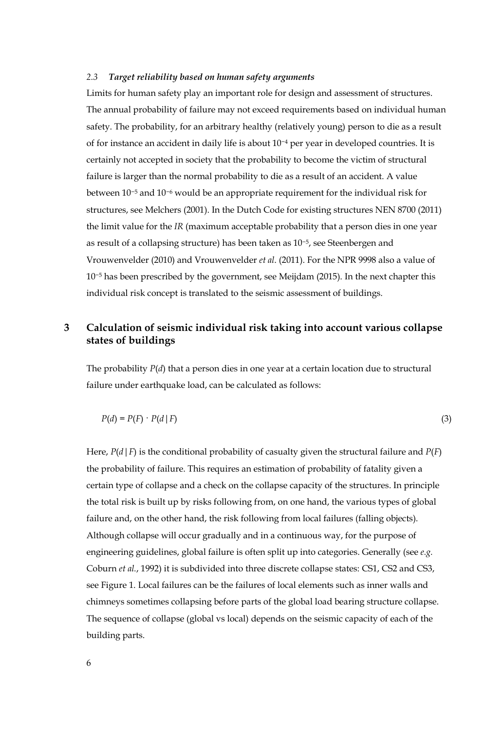### 2.3 *Target reliability based on human safety arguments*

Limits for human safety play an important role for design and assessment of structures. The annual probability of failure may not exceed requirements based on individual human safety. The probability, for an arbitrary healthy (relatively young) person to die as a result of for instance an accident in daily life is about $10^{-4}$ per year in developed countries. It is certainly not accepted in society that the probability to become the victim of structural failure is larger than the normal probability to die as a result of an accident. A value between $10^{-5}$ and $10^{-6}$ would be an appropriate requirement for the individual risk for structures, see Melchers (2001). In the Dutch Code for existing structures NEN 8700 (2011) the limit value for the *IR* (maximum acceptable probability that a person dies in one year as result of a collapsing structure) has been taken as $10^{-5}$, see Steenbergen and Vrouwenvelder (2010) and Vrouwenvelder *et al*. (2011). For the NPR 9998 also a value of $10^{-5}$ has been prescribed by the government, see Meijdam (2015). In the next chapter this individual risk concept is translated to the seismic assessment of buildings.

## 3 Calculation of seismic individual risk taking into account various collapse states of buildings

The probability $P(d)$ that a person dies in one year at a certain location due to structural failure under earthquake load, can be calculated as follows:

$$P(d) = P(F) \cdot P(d \mid F) \tag{3}$$

Here, $P(d \mid F)$ is the conditional probability of casualty given the structural failure and $P(F)$ the probability of failure. This requires an estimation of probability of fatality given a certain type of collapse and a check on the collapse capacity of the structures. In principle the total risk is built up by risks following from, on one hand, the various types of global failure and, on the other hand, the risk following from local failures (falling objects). Although collapse will occur gradually and in a continuous way, for the purpose of engineering guidelines, global failure is often split up into categories. Generally (see *e.g.* Coburn *et al.*, 1992) it is subdivided into three discrete collapse states: CS1, CS2 and CS3, see Figure 1. Local failures can be the failures of local elements such as inner walls and chimneys sometimes collapsing before parts of the global load bearing structure collapse. The sequence of collapse (global vs local) depends on the seismic capacity of each of the building parts.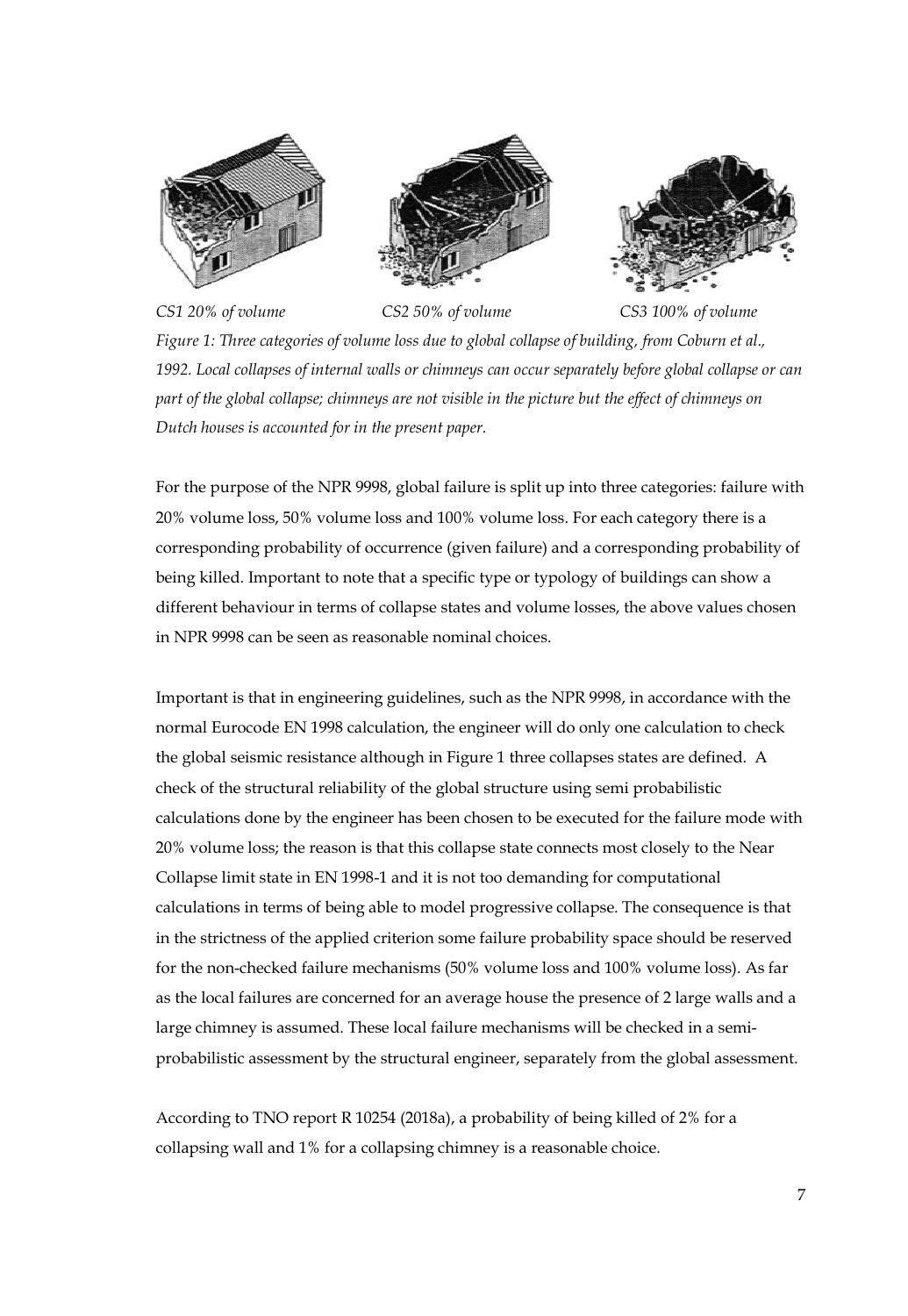*CS1 20% of volume* *CS2 50% of volume* *CS3 100% of volume*

*Figure 1: Three categories of volume loss due to global collapse of building, from Coburn et al., 1992. Local collapses of internal walls or chimneys can occur separately before global collapse or can part of the global collapse; chimneys are not visible in the picture but the effect of chimneys on Dutch houses is accounted for in the present paper.*

For the purpose of the NPR 9998, global failure is split up into three categories: failure with 20% volume loss, 50% volume loss and 100% volume loss. For each category there is a corresponding probability of occurrence (given failure) and a corresponding probability of being killed. Important to note that a specific type or typology of buildings can show a different behaviour in terms of collapse states and volume losses, the above values chosen in NPR 9998 can be seen as reasonable nominal choices.

Important is that in engineering guidelines, such as the NPR 9998, in accordance with the normal Eurocode EN 1998 calculation, the engineer will do only one calculation to check the global seismic resistance although in Figure 1 three collapses states are defined. A check of the structural reliability of the global structure using semi probabilistic calculations done by the engineer has been chosen to be executed for the failure mode with 20% volume loss; the reason is that this collapse state connects most closely to the Near Collapse limit state in EN 1998-1 and it is not too demanding for computational calculations in terms of being able to model progressive collapse. The consequence is that in the strictness of the applied criterion some failure probability space should be reserved for the non-checked failure mechanisms (50% volume loss and 100% volume loss). As far as the local failures are concerned for an average house the presence of 2 large walls and a large chimney is assumed. These local failure mechanisms will be checked in a semi-probabilistic assessment by the structural engineer, separately from the global assessment.

According to TNO report R 10254 (2018a), a probability of being killed of 2% for a collapsing wall and 1% for a collapsing chimney is a reasonable choice.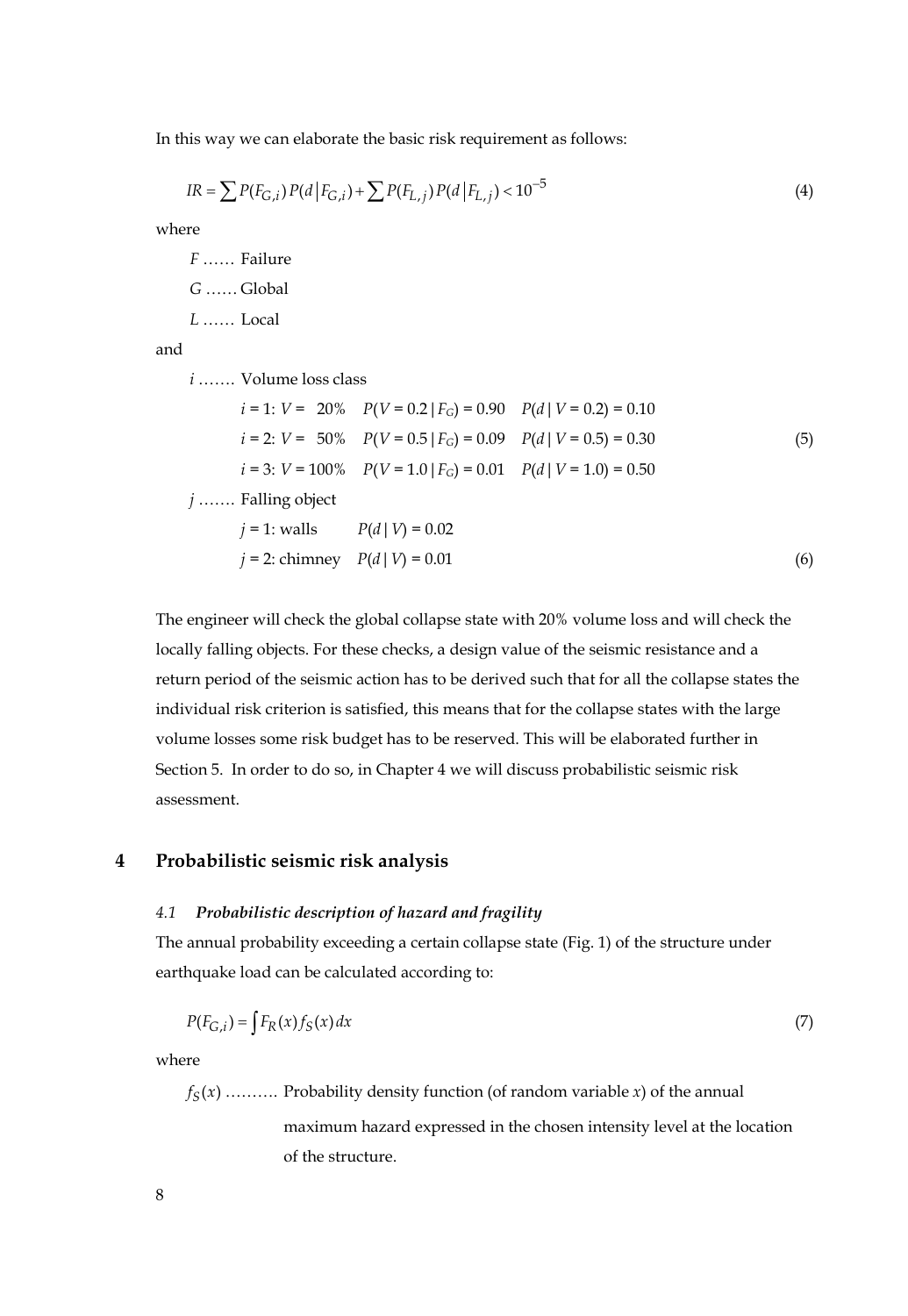In this way we can elaborate the basic risk requirement as follows:

$$IR = \sum P(F_{G,i})\, P(d \,|\, F_{G,i}) + \sum P(F_{L,j})\, P(d \,|\, F_{L,j}) < 10^{-5} \tag{4}$$

where

$F$ …… Failure

$G$ …… Global

$L$ …… Local

and

$i$ ……. Volume loss class

$$
\begin{aligned}
&i = 1:\ V = 20\% \quad P(V = 0.2 \,|\, F_G) = 0.90 \quad P(d \,|\, V = 0.2) = 0.10 \\
&i = 2:\ V = 50\% \quad P(V = 0.5 \,|\, F_G) = 0.09 \quad P(d \,|\, V = 0.5) = 0.30 \\
&i = 3:\ V = 100\% \quad P(V = 1.0 \,|\, F_G) = 0.01 \quad P(d \,|\, V = 1.0) = 0.50
\end{aligned} \tag{5}
$$

$j$ ……. Falling object

$$
\begin{aligned}
&j = 1:\ \text{walls} \quad P(d \,|\, V) = 0.02 \\
&j = 2:\ \text{chimney} \quad P(d \,|\, V) = 0.01
\end{aligned} \tag{6}
$$

The engineer will check the global collapse state with 20% volume loss and will check the locally falling objects. For these checks, a design value of the seismic resistance and a return period of the seismic action has to be derived such that for all the collapse states the individual risk criterion is satisfied, this means that for the collapse states with the large volume losses some risk budget has to be reserved. This will be elaborated further in Section 5. In order to do so, in Chapter 4 we will discuss probabilistic seismic risk assessment.

# 4 Probabilistic seismic risk analysis

### 4.1 *Probabilistic description of hazard and fragility*

The annual probability exceeding a certain collapse state (Fig. 1) of the structure under earthquake load can be calculated according to:

$$P(F_{G,i}) = \int F_R(x) f_S(x)\, dx \tag{7}$$

where

$f_S(x)$ ………. Probability density function (of random variable $x$) of the annual maximum hazard expressed in the chosen intensity level at the location of the structure.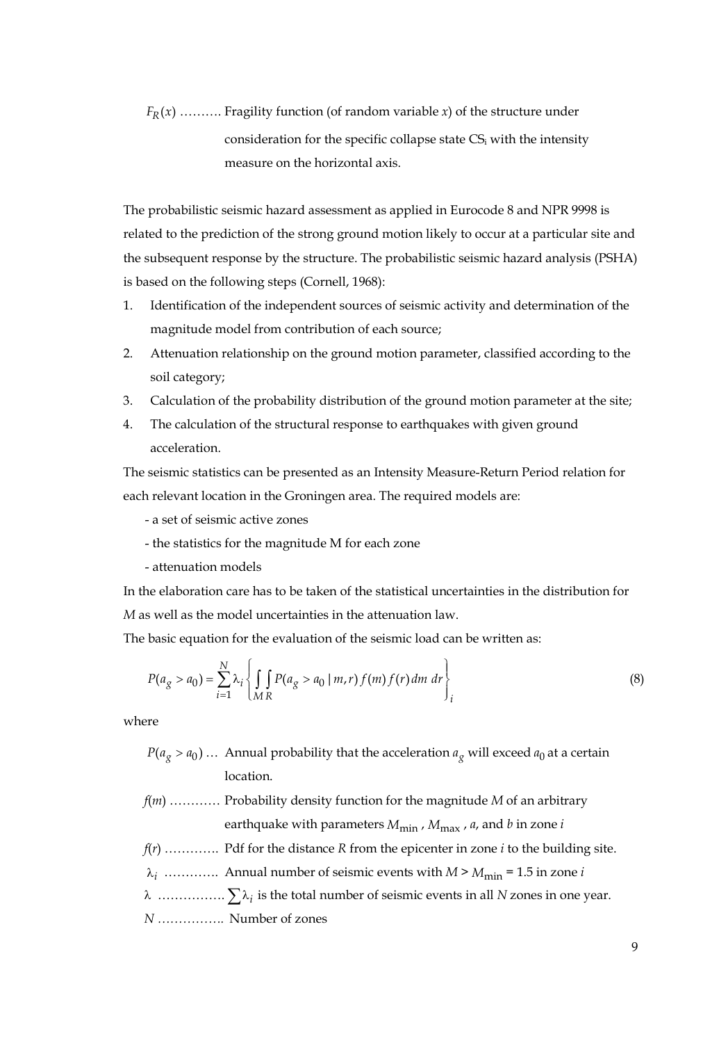$F_R(x)$ ………. Fragility function (of random variable $x$) of the structure under consideration for the specific collapse state $CS_i$ with the intensity measure on the horizontal axis.

The probabilistic seismic hazard assessment as applied in Eurocode 8 and NPR 9998 is related to the prediction of the strong ground motion likely to occur at a particular site and the subsequent response by the structure. The probabilistic seismic hazard analysis (PSHA) is based on the following steps (Cornell, 1968):

1. Identification of the independent sources of seismic activity and determination of the magnitude model from contribution of each source;
2. Attenuation relationship on the ground motion parameter, classified according to the soil category;
3. Calculation of the probability distribution of the ground motion parameter at the site;
4. The calculation of the structural response to earthquakes with given ground acceleration.

The seismic statistics can be presented as an Intensity Measure-Return Period relation for each relevant location in the Groningen area. The required models are:

- a set of seismic active zones
- the statistics for the magnitude M for each zone
- attenuation models

In the elaboration care has to be taken of the statistical uncertainties in the distribution for $M$ as well as the model uncertainties in the attenuation law.

The basic equation for the evaluation of the seismic load can be written as:

$$P(a_g > a_0) = \sum_{i=1}^{N} \lambda_i \left\{ \int_M \int_R P(a_g > a_0 \mid m, r)\, f(m)\, f(r)\, dm\; dr \right\}_i \tag{8}$$

where

$P(a_g > a_0)$ … Annual probability that the acceleration $a_g$ will exceed $a_0$ at a certain location.

$f(m)$ ………… Probability density function for the magnitude $M$ of an arbitrary earthquake with parameters $M_{\min}$, $M_{\max}$, $a$, and $b$ in zone $i$

$f(r)$ …………. Pdf for the distance $R$ from the epicenter in zone $i$ to the building site.

$\lambda_i$ …………. Annual number of seismic events with $M > M_{\min} = 1.5$ in zone $i$

$\lambda$ ……………. $\sum \lambda_i$ is the total number of seismic events in all $N$ zones in one year.

$N$ …………….. Number of zones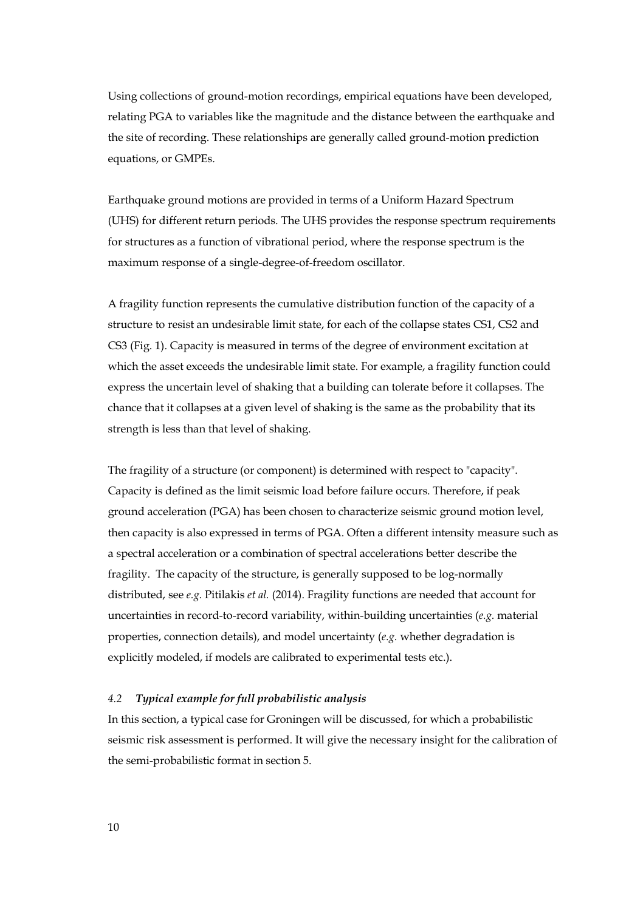Using collections of ground-motion recordings, empirical equations have been developed, relating PGA to variables like the magnitude and the distance between the earthquake and the site of recording. These relationships are generally called ground-motion prediction equations, or GMPEs.

Earthquake ground motions are provided in terms of a Uniform Hazard Spectrum (UHS) for different return periods. The UHS provides the response spectrum requirements for structures as a function of vibrational period, where the response spectrum is the maximum response of a single-degree-of-freedom oscillator.

A fragility function represents the cumulative distribution function of the capacity of a structure to resist an undesirable limit state, for each of the collapse states CS1, CS2 and CS3 (Fig. 1). Capacity is measured in terms of the degree of environment excitation at which the asset exceeds the undesirable limit state. For example, a fragility function could express the uncertain level of shaking that a building can tolerate before it collapses. The chance that it collapses at a given level of shaking is the same as the probability that its strength is less than that level of shaking.

The fragility of a structure (or component) is determined with respect to "capacity". Capacity is defined as the limit seismic load before failure occurs. Therefore, if peak ground acceleration (PGA) has been chosen to characterize seismic ground motion level, then capacity is also expressed in terms of PGA. Often a different intensity measure such as a spectral acceleration or a combination of spectral accelerations better describe the fragility. The capacity of the structure, is generally supposed to be log-normally distributed, see *e.g.* Pitilakis *et al.* (2014). Fragility functions are needed that account for uncertainties in record-to-record variability, within-building uncertainties (*e.g.* material properties, connection details), and model uncertainty (*e.g.* whether degradation is explicitly modeled, if models are calibrated to experimental tests etc.).

### *4.2 Typical example for full probabilistic analysis*

In this section, a typical case for Groningen will be discussed, for which a probabilistic seismic risk assessment is performed. It will give the necessary insight for the calibration of the semi-probabilistic format in section 5.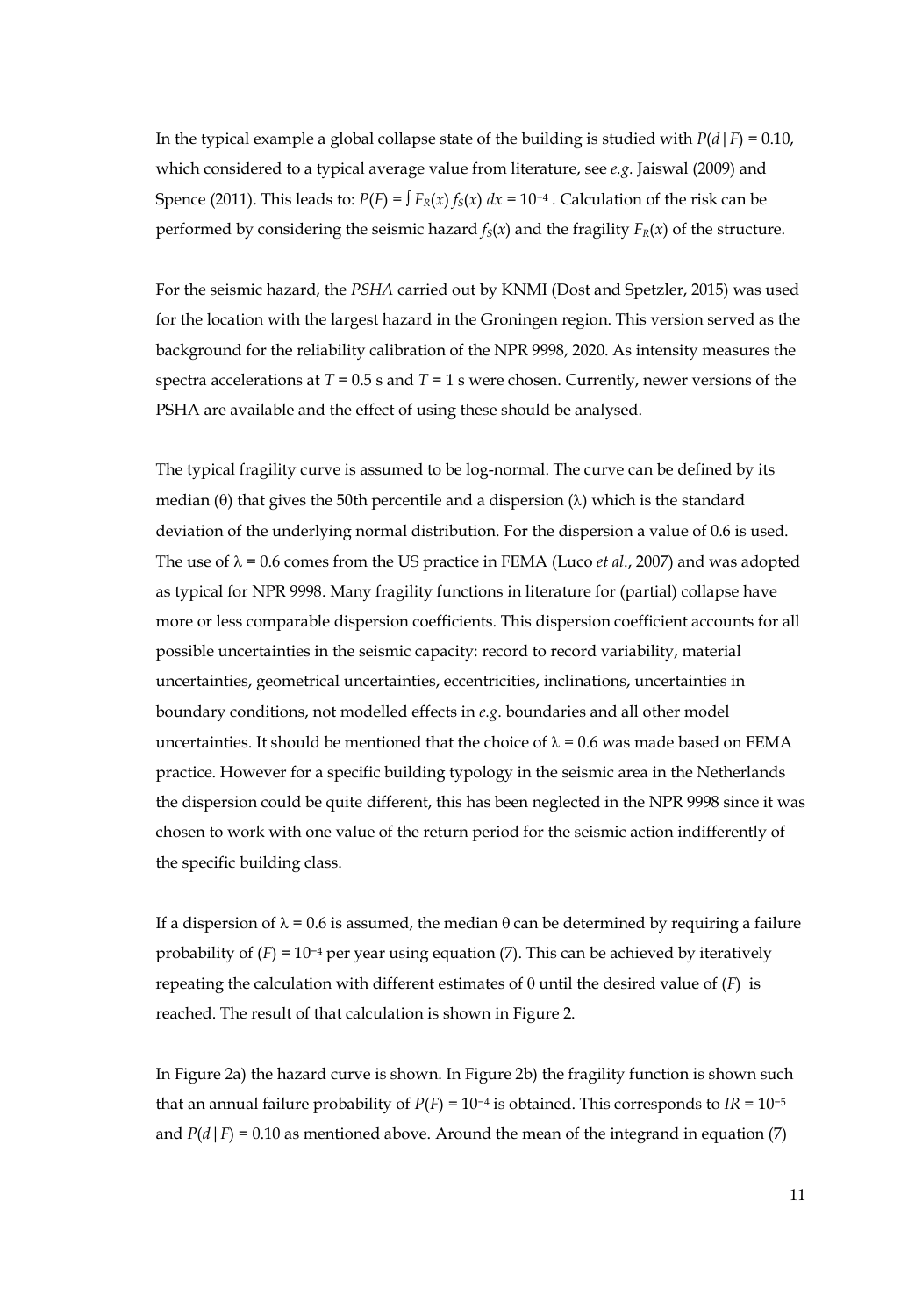In the typical example a global collapse state of the building is studied with $P(d\,|\,F) = 0.10$, which considered to a typical average value from literature, see *e.g.* Jaiswal (2009) and Spence (2011). This leads to: $P(F) = \int F_R(x)\, f_S(x)\, dx = 10^{-4}$ . Calculation of the risk can be performed by considering the seismic hazard $f_S(x)$ and the fragility $F_R(x)$ of the structure.

For the seismic hazard, the *PSHA* carried out by KNMI (Dost and Spetzler, 2015) was used for the location with the largest hazard in the Groningen region. This version served as the background for the reliability calibration of the NPR 9998, 2020. As intensity measures the spectra accelerations at $T = 0.5$ s and $T = 1$ s were chosen. Currently, newer versions of the PSHA are available and the effect of using these should be analysed.

The typical fragility curve is assumed to be log-normal. The curve can be defined by its median ($\theta$) that gives the 50th percentile and a dispersion ($\lambda$) which is the standard deviation of the underlying normal distribution. For the dispersion a value of 0.6 is used. The use of $\lambda = 0.6$ comes from the US practice in FEMA (Luco *et al.*, 2007) and was adopted as typical for NPR 9998. Many fragility functions in literature for (partial) collapse have more or less comparable dispersion coefficients. This dispersion coefficient accounts for all possible uncertainties in the seismic capacity: record to record variability, material uncertainties, geometrical uncertainties, eccentricities, inclinations, uncertainties in boundary conditions, not modelled effects in *e.g.* boundaries and all other model uncertainties. It should be mentioned that the choice of $\lambda = 0.6$ was made based on FEMA practice. However for a specific building typology in the seismic area in the Netherlands the dispersion could be quite different, this has been neglected in the NPR 9998 since it was chosen to work with one value of the return period for the seismic action indifferently of the specific building class.

If a dispersion of $\lambda = 0.6$ is assumed, the median $\theta$ can be determined by requiring a failure probability of $(F) = 10^{-4}$ per year using equation (7). This can be achieved by iteratively repeating the calculation with different estimates of $\theta$ until the desired value of $(F)$ is reached. The result of that calculation is shown in Figure 2.

In Figure 2a) the hazard curve is shown. In Figure 2b) the fragility function is shown such that an annual failure probability of $P(F) = 10^{-4}$ is obtained. This corresponds to $IR = 10^{-5}$ and $P(d\,|\,F) = 0.10$ as mentioned above. Around the mean of the integrand in equation (7)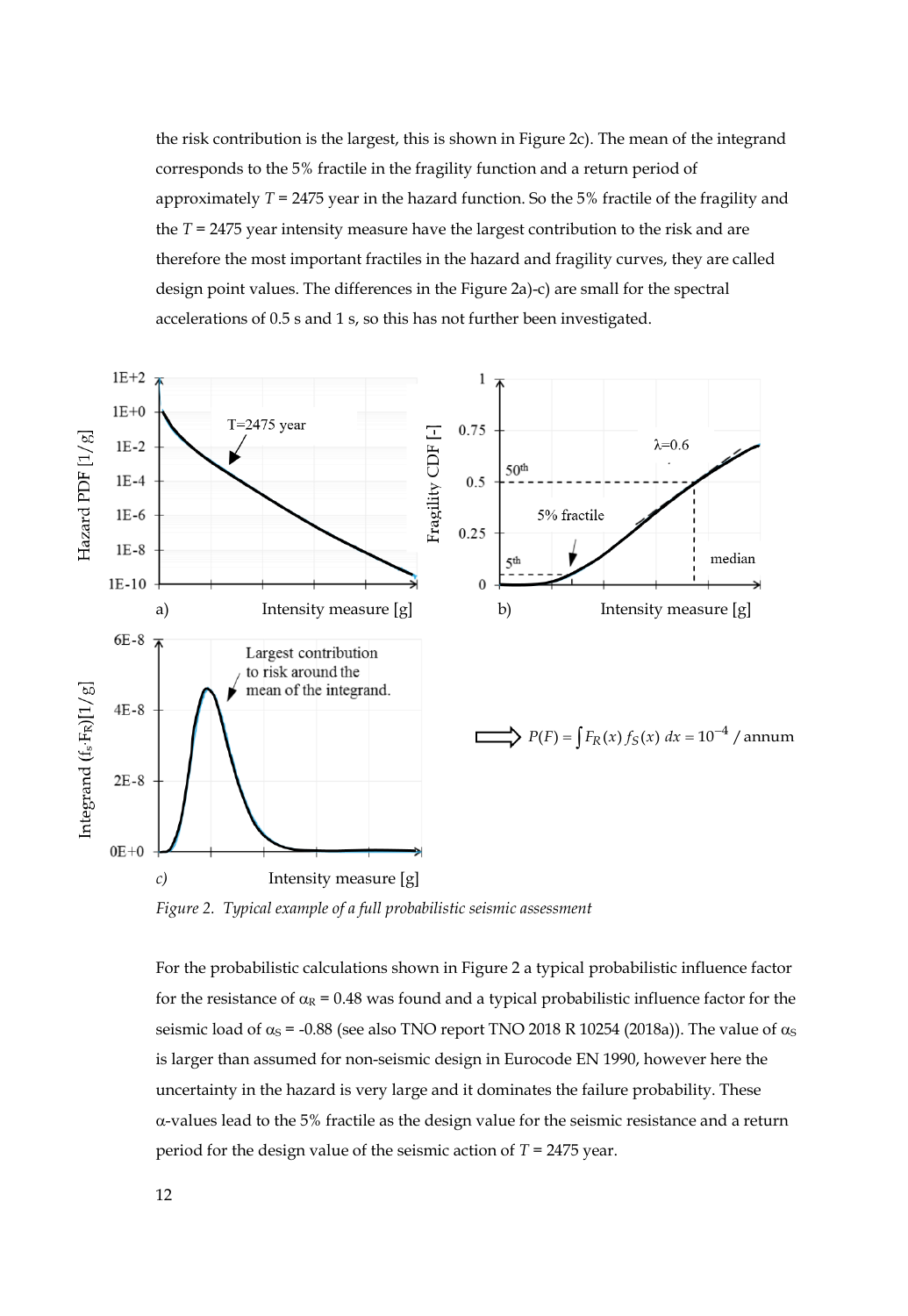the risk contribution is the largest, this is shown in Figure 2c). The mean of the integrand corresponds to the 5% fractile in the fragility function and a return period of approximately $T$ = 2475 year in the hazard function. So the 5% fractile of the fragility and the $T$ = 2475 year intensity measure have the largest contribution to the risk and are therefore the most important fractiles in the hazard and fragility curves, they are called design point values. The differences in the Figure 2a)-c) are small for the spectral accelerations of 0.5 s and 1 s, so this has not further been investigated.

$$P(F) = \int F_R(x)\, f_S(x)\, dx = 10^{-4} \text{ / annum}$$

*Figure 2. Typical example of a full probabilistic seismic assessment*

For the probabilistic calculations shown in Figure 2 a typical probabilistic influence factor for the resistance of $\alpha_R$ = 0.48 was found and a typical probabilistic influence factor for the seismic load of $\alpha_S$ = -0.88 (see also TNO report TNO 2018 R 10254 (2018a)). The value of $\alpha_S$ is larger than assumed for non-seismic design in Eurocode EN 1990, however here the uncertainty in the hazard is very large and it dominates the failure probability. These $\alpha$-values lead to the 5% fractile as the design value for the seismic resistance and a return period for the design value of the seismic action of $T$ = 2475 year.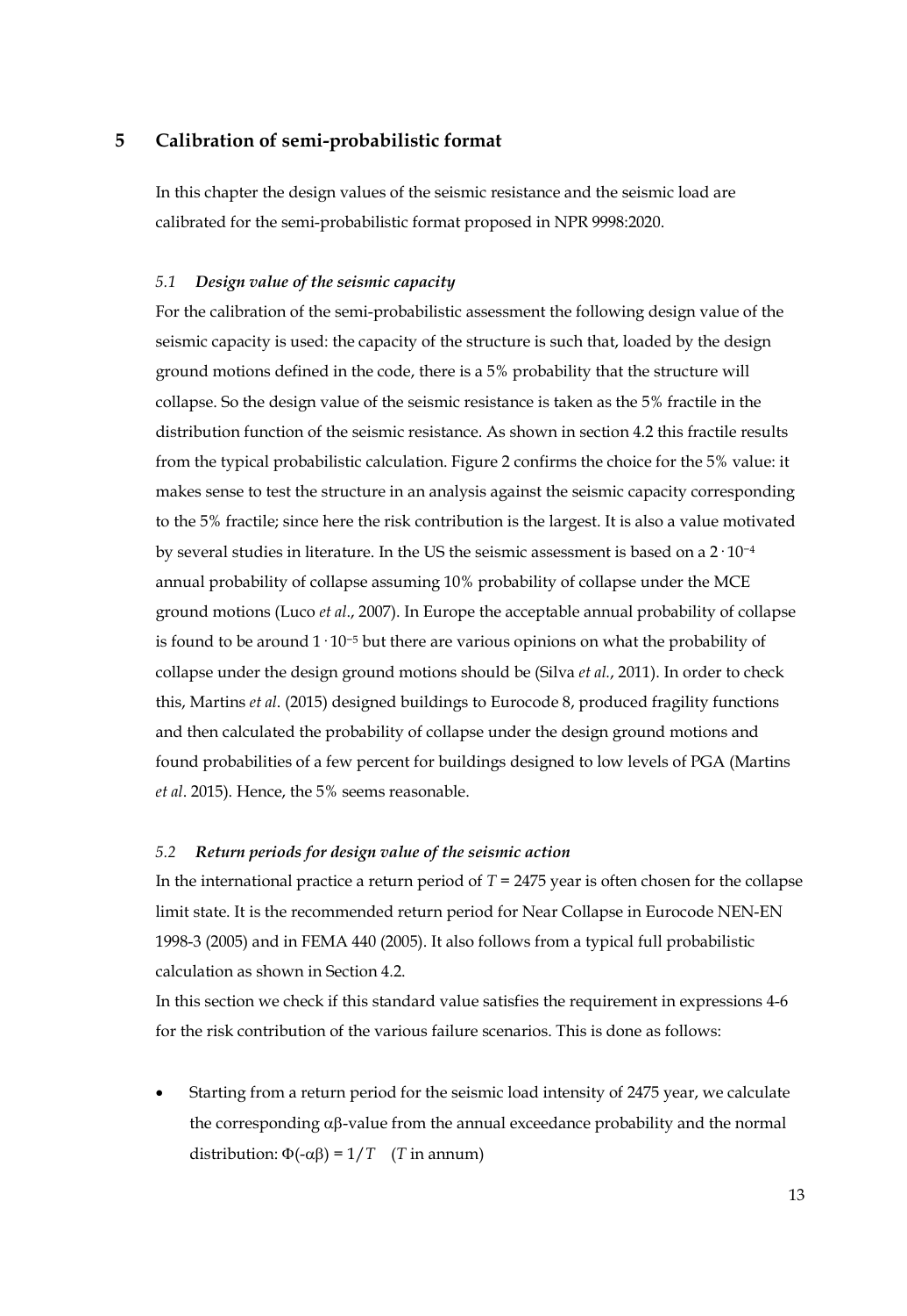# 5 Calibration of semi-probabilistic format

In this chapter the design values of the seismic resistance and the seismic load are calibrated for the semi-probabilistic format proposed in NPR 9998:2020.

### *5.1 Design value of the seismic capacity*

For the calibration of the semi-probabilistic assessment the following design value of the seismic capacity is used: the capacity of the structure is such that, loaded by the design ground motions defined in the code, there is a 5% probability that the structure will collapse. So the design value of the seismic resistance is taken as the 5% fractile in the distribution function of the seismic resistance. As shown in section 4.2 this fractile results from the typical probabilistic calculation. Figure 2 confirms the choice for the 5% value: it makes sense to test the structure in an analysis against the seismic capacity corresponding to the 5% fractile; since here the risk contribution is the largest. It is also a value motivated by several studies in literature. In the US the seismic assessment is based on a $2 \cdot 10^{-4}$ annual probability of collapse assuming 10% probability of collapse under the MCE ground motions (Luco *et al*., 2007). In Europe the acceptable annual probability of collapse is found to be around $1 \cdot 10^{-5}$ but there are various opinions on what the probability of collapse under the design ground motions should be (Silva *et al.*, 2011). In order to check this, Martins *et al*. (2015) designed buildings to Eurocode 8, produced fragility functions and then calculated the probability of collapse under the design ground motions and found probabilities of a few percent for buildings designed to low levels of PGA (Martins *et al*. 2015). Hence, the 5% seems reasonable.

### *5.2 Return periods for design value of the seismic action*

In the international practice a return period of $T$ = 2475 year is often chosen for the collapse limit state. It is the recommended return period for Near Collapse in Eurocode NEN-EN 1998-3 (2005) and in FEMA 440 (2005). It also follows from a typical full probabilistic calculation as shown in Section 4.2.

In this section we check if this standard value satisfies the requirement in expressions 4-6 for the risk contribution of the various failure scenarios. This is done as follows:

- Starting from a return period for the seismic load intensity of 2475 year, we calculate the corresponding αβ-value from the annual exceedance probability and the normal distribution: $\Phi(-\alpha\beta) = 1/T$ ($T$ in annum)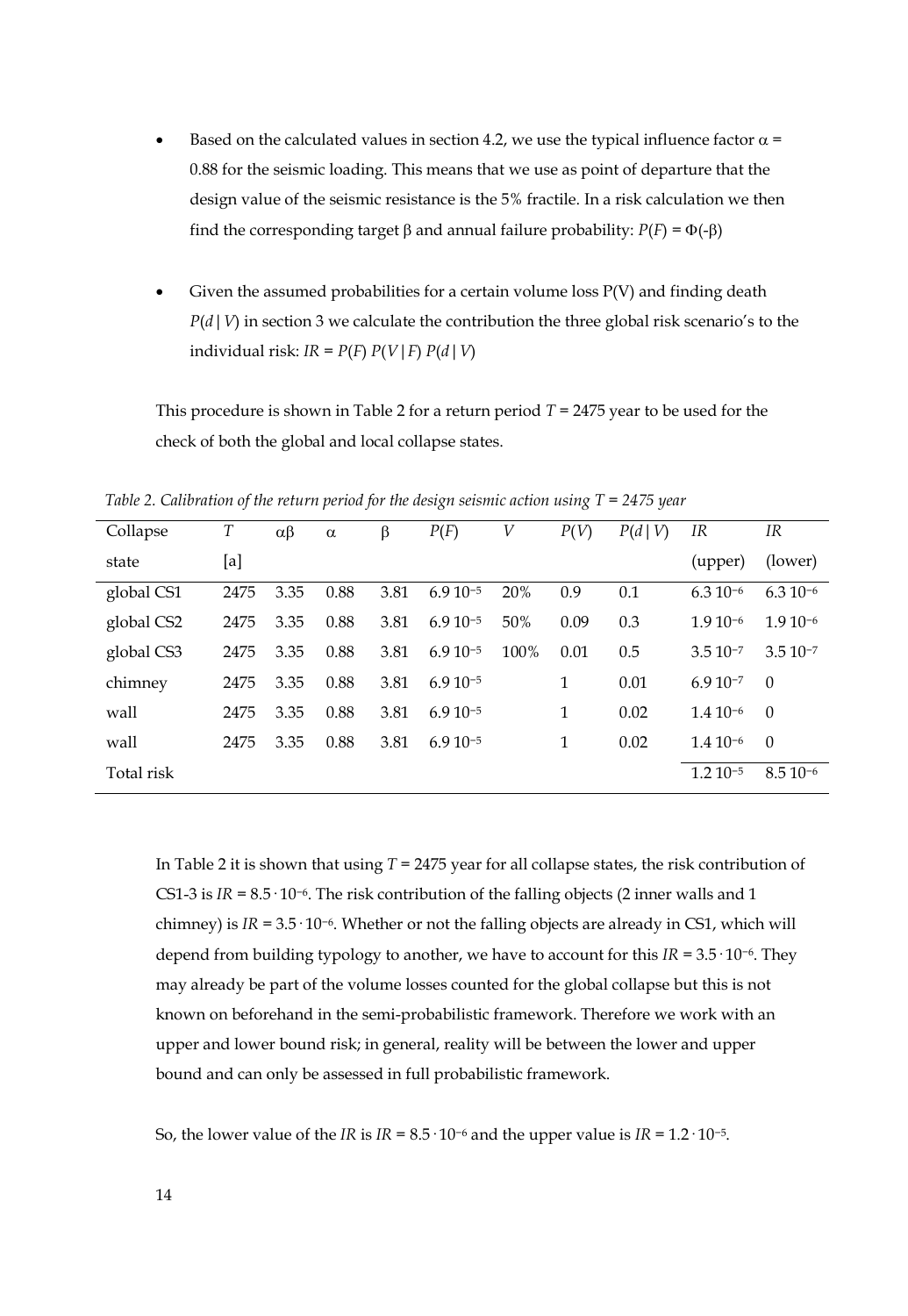- Based on the calculated values in section 4.2, we use the typical influence factor $\alpha = 0.88$ for the seismic loading. This means that we use as point of departure that the design value of the seismic resistance is the 5% fractile. In a risk calculation we then find the corresponding target $\beta$ and annual failure probability: $P(F) = \Phi(-\beta)$

- Given the assumed probabilities for a certain volume loss P(V) and finding death $P(d\,|\,V)$ in section 3 we calculate the contribution the three global risk scenario's to the individual risk: $IR = P(F)\;P(V\,|\,F)\;P(d\,|\,V)$

This procedure is shown in Table 2 for a return period $T = 2475$ year to be used for the check of both the global and local collapse states.

*Table 2. Calibration of the return period for the design seismic action using T = 2475 year*

| Collapse state | $T$ [a] | $\alpha\beta$ | $\alpha$ | $\beta$ | $P(F)$ | $V$ | $P(V)$ | $P(d\,\|\,V)$ | $IR$ (upper) | $IR$ (lower) |
|---|---|---|---|---|---|---|---|---|---|---|
| global CS1 | 2475 | 3.35 | 0.88 | 3.81 | $6.9\;10^{-5}$ | 20% | 0.9 | 0.1 | $6.3\;10^{-6}$ | $6.3\;10^{-6}$ |
| global CS2 | 2475 | 3.35 | 0.88 | 3.81 | $6.9\;10^{-5}$ | 50% | 0.09 | 0.3 | $1.9\;10^{-6}$ | $1.9\;10^{-6}$ |
| global CS3 | 2475 | 3.35 | 0.88 | 3.81 | $6.9\;10^{-5}$ | 100% | 0.01 | 0.5 | $3.5\;10^{-7}$ | $3.5\;10^{-7}$ |
| chimney | 2475 | 3.35 | 0.88 | 3.81 | $6.9\;10^{-5}$ | | 1 | 0.01 | $6.9\;10^{-7}$ | 0 |
| wall | 2475 | 3.35 | 0.88 | 3.81 | $6.9\;10^{-5}$ | | 1 | 0.02 | $1.4\;10^{-6}$ | 0 |
| wall | 2475 | 3.35 | 0.88 | 3.81 | $6.9\;10^{-5}$ | | 1 | 0.02 | $1.4\;10^{-6}$ | 0 |
| Total risk | | | | | | | | | $1.2\;10^{-5}$ | $8.5\;10^{-6}$ |

In Table 2 it is shown that using $T = 2475$ year for all collapse states, the risk contribution of CS1-3 is $IR = 8.5\cdot10^{-6}$. The risk contribution of the falling objects (2 inner walls and 1 chimney) is $IR = 3.5\cdot10^{-6}$. Whether or not the falling objects are already in CS1, which will depend from building typology to another, we have to account for this $IR = 3.5\cdot10^{-6}$. They may already be part of the volume losses counted for the global collapse but this is not known on beforehand in the semi-probabilistic framework. Therefore we work with an upper and lower bound risk; in general, reality will be between the lower and upper bound and can only be assessed in full probabilistic framework.

So, the lower value of the $IR$ is $IR = 8.5\cdot10^{-6}$ and the upper value is $IR = 1.2\cdot10^{-5}$.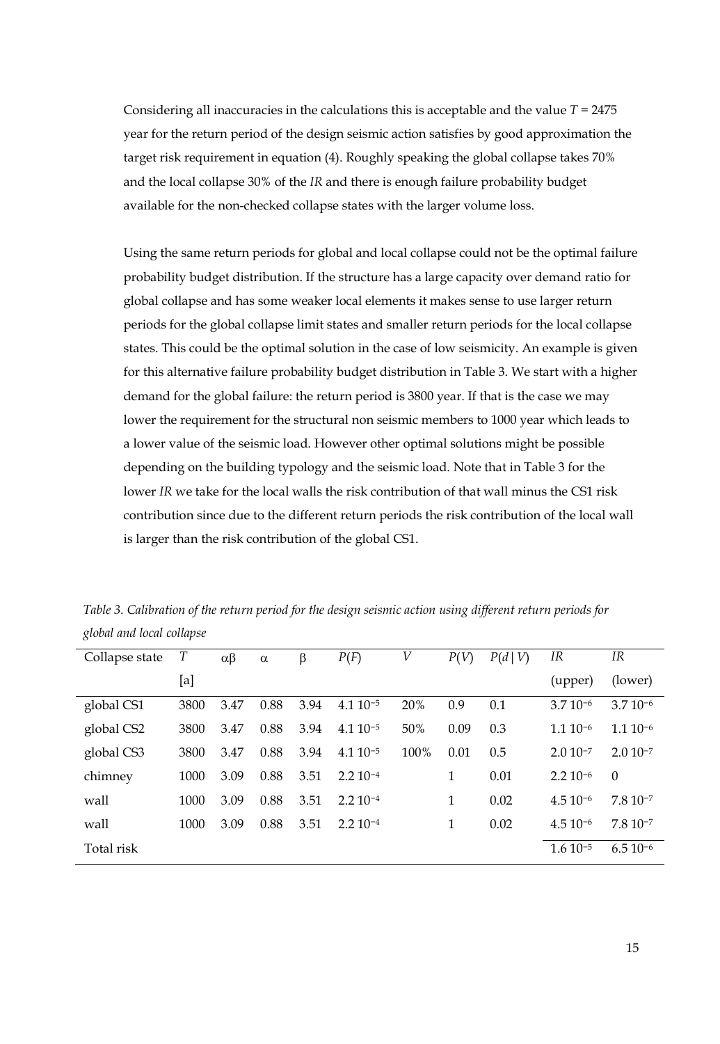Considering all inaccuracies in the calculations this is acceptable and the value $T = 2475$ year for the return period of the design seismic action satisfies by good approximation the target risk requirement in equation (4). Roughly speaking the global collapse takes 70% and the local collapse 30% of the *IR* and there is enough failure probability budget available for the non-checked collapse states with the larger volume loss.

Using the same return periods for global and local collapse could not be the optimal failure probability budget distribution. If the structure has a large capacity over demand ratio for global collapse and has some weaker local elements it makes sense to use larger return periods for the global collapse limit states and smaller return periods for the local collapse states. This could be the optimal solution in the case of low seismicity. An example is given for this alternative failure probability budget distribution in Table 3. We start with a higher demand for the global failure: the return period is 3800 year. If that is the case we may lower the requirement for the structural non seismic members to 1000 year which leads to a lower value of the seismic load. However other optimal solutions might be possible depending on the building typology and the seismic load. Note that in Table 3 for the lower *IR* we take for the local walls the risk contribution of that wall minus the CS1 risk contribution since due to the different return periods the risk contribution of the local wall is larger than the risk contribution of the global CS1.

*Table 3. Calibration of the return period for the design seismic action using different return periods for global and local collapse*

| Collapse state | $T$ [a] | $\alpha\beta$ | $\alpha$ | $\beta$ | $P(F)$ | $V$ | $P(V)$ | $P(d\,|\,V)$ | $IR$ (upper) | $IR$ (lower) |
|---|---|---|---|---|---|---|---|---|---|---|
| global CS1 | 3800 | 3.47 | 0.88 | 3.94 | $4.1\ 10^{-5}$ | 20% | 0.9 | 0.1 | $3.7\ 10^{-6}$ | $3.7\ 10^{-6}$ |
| global CS2 | 3800 | 3.47 | 0.88 | 3.94 | $4.1\ 10^{-5}$ | 50% | 0.09 | 0.3 | $1.1\ 10^{-6}$ | $1.1\ 10^{-6}$ |
| global CS3 | 3800 | 3.47 | 0.88 | 3.94 | $4.1\ 10^{-5}$ | 100% | 0.01 | 0.5 | $2.0\ 10^{-7}$ | $2.0\ 10^{-7}$ |
| chimney | 1000 | 3.09 | 0.88 | 3.51 | $2.2\ 10^{-4}$ | | 1 | 0.01 | $2.2\ 10^{-6}$ | 0 |
| wall | 1000 | 3.09 | 0.88 | 3.51 | $2.2\ 10^{-4}$ | | 1 | 0.02 | $4.5\ 10^{-6}$ | $7.8\ 10^{-7}$ |
| wall | 1000 | 3.09 | 0.88 | 3.51 | $2.2\ 10^{-4}$ | | 1 | 0.02 | $4.5\ 10^{-6}$ | $7.8\ 10^{-7}$ |
| Total risk | | | | | | | | | $1.6\ 10^{-5}$ | $6.5\ 10^{-6}$ |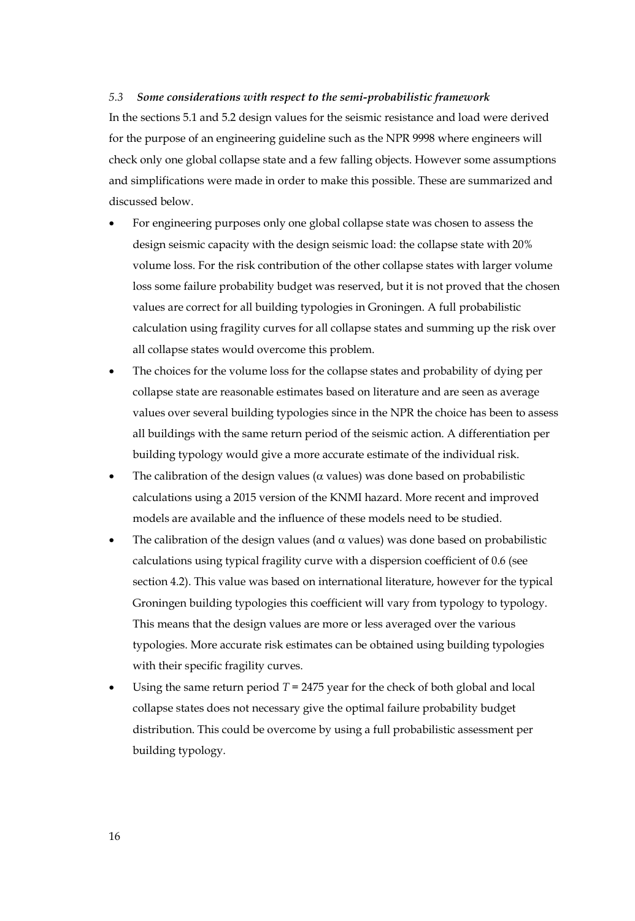### *5.3 Some considerations with respect to the semi-probabilistic framework*

In the sections 5.1 and 5.2 design values for the seismic resistance and load were derived for the purpose of an engineering guideline such as the NPR 9998 where engineers will check only one global collapse state and a few falling objects. However some assumptions and simplifications were made in order to make this possible. These are summarized and discussed below.

- For engineering purposes only one global collapse state was chosen to assess the design seismic capacity with the design seismic load: the collapse state with 20% volume loss. For the risk contribution of the other collapse states with larger volume loss some failure probability budget was reserved, but it is not proved that the chosen values are correct for all building typologies in Groningen. A full probabilistic calculation using fragility curves for all collapse states and summing up the risk over all collapse states would overcome this problem.
- The choices for the volume loss for the collapse states and probability of dying per collapse state are reasonable estimates based on literature and are seen as average values over several building typologies since in the NPR the choice has been to assess all buildings with the same return period of the seismic action. A differentiation per building typology would give a more accurate estimate of the individual risk.
- The calibration of the design values ($\alpha$ values) was done based on probabilistic calculations using a 2015 version of the KNMI hazard. More recent and improved models are available and the influence of these models need to be studied.
- The calibration of the design values (and $\alpha$ values) was done based on probabilistic calculations using typical fragility curve with a dispersion coefficient of 0.6 (see section 4.2). This value was based on international literature, however for the typical Groningen building typologies this coefficient will vary from typology to typology. This means that the design values are more or less averaged over the various typologies. More accurate risk estimates can be obtained using building typologies with their specific fragility curves.
- Using the same return period $T$ = 2475 year for the check of both global and local collapse states does not necessary give the optimal failure probability budget distribution. This could be overcome by using a full probabilistic assessment per building typology.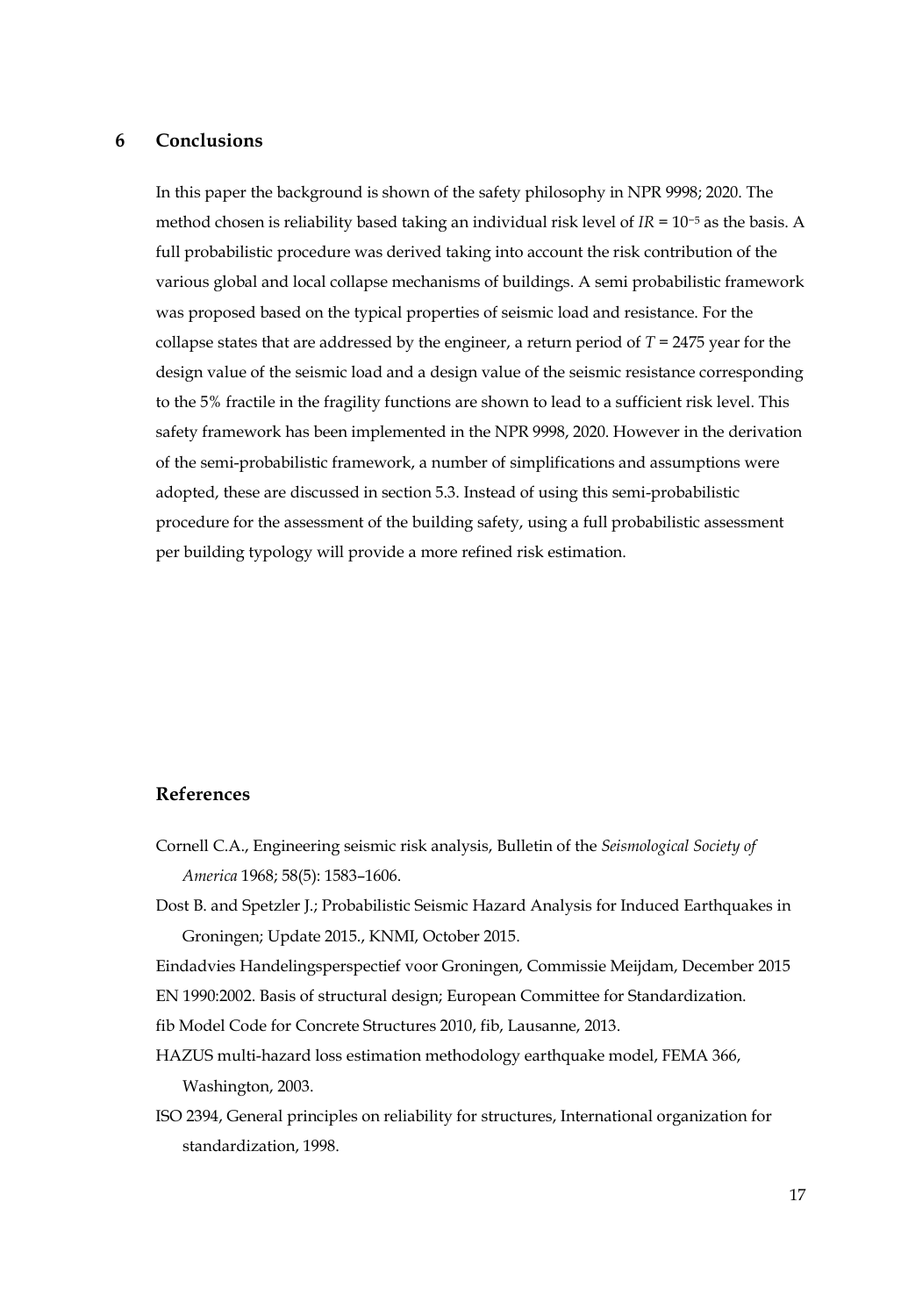# 6 Conclusions

In this paper the background is shown of the safety philosophy in NPR 9998; 2020. The method chosen is reliability based taking an individual risk level of $IR = 10^{-5}$ as the basis. A full probabilistic procedure was derived taking into account the risk contribution of the various global and local collapse mechanisms of buildings. A semi probabilistic framework was proposed based on the typical properties of seismic load and resistance. For the collapse states that are addressed by the engineer, a return period of $T = 2475$ year for the design value of the seismic load and a design value of the seismic resistance corresponding to the 5% fractile in the fragility functions are shown to lead to a sufficient risk level. This safety framework has been implemented in the NPR 9998, 2020. However in the derivation of the semi-probabilistic framework, a number of simplifications and assumptions were adopted, these are discussed in section 5.3. Instead of using this semi-probabilistic procedure for the assessment of the building safety, using a full probabilistic assessment per building typology will provide a more refined risk estimation.

## References

Cornell C.A., Engineering seismic risk analysis, Bulletin of the *Seismological Society of America* 1968; 58(5): 1583–1606.

Dost B. and Spetzler J.; Probabilistic Seismic Hazard Analysis for Induced Earthquakes in Groningen; Update 2015., KNMI, October 2015.

Eindadvies Handelingsperspectief voor Groningen, Commissie Meijdam, December 2015

EN 1990:2002. Basis of structural design; European Committee for Standardization.

fib Model Code for Concrete Structures 2010, fib, Lausanne, 2013.

HAZUS multi-hazard loss estimation methodology earthquake model, FEMA 366, Washington, 2003.

ISO 2394, General principles on reliability for structures, International organization for standardization, 1998.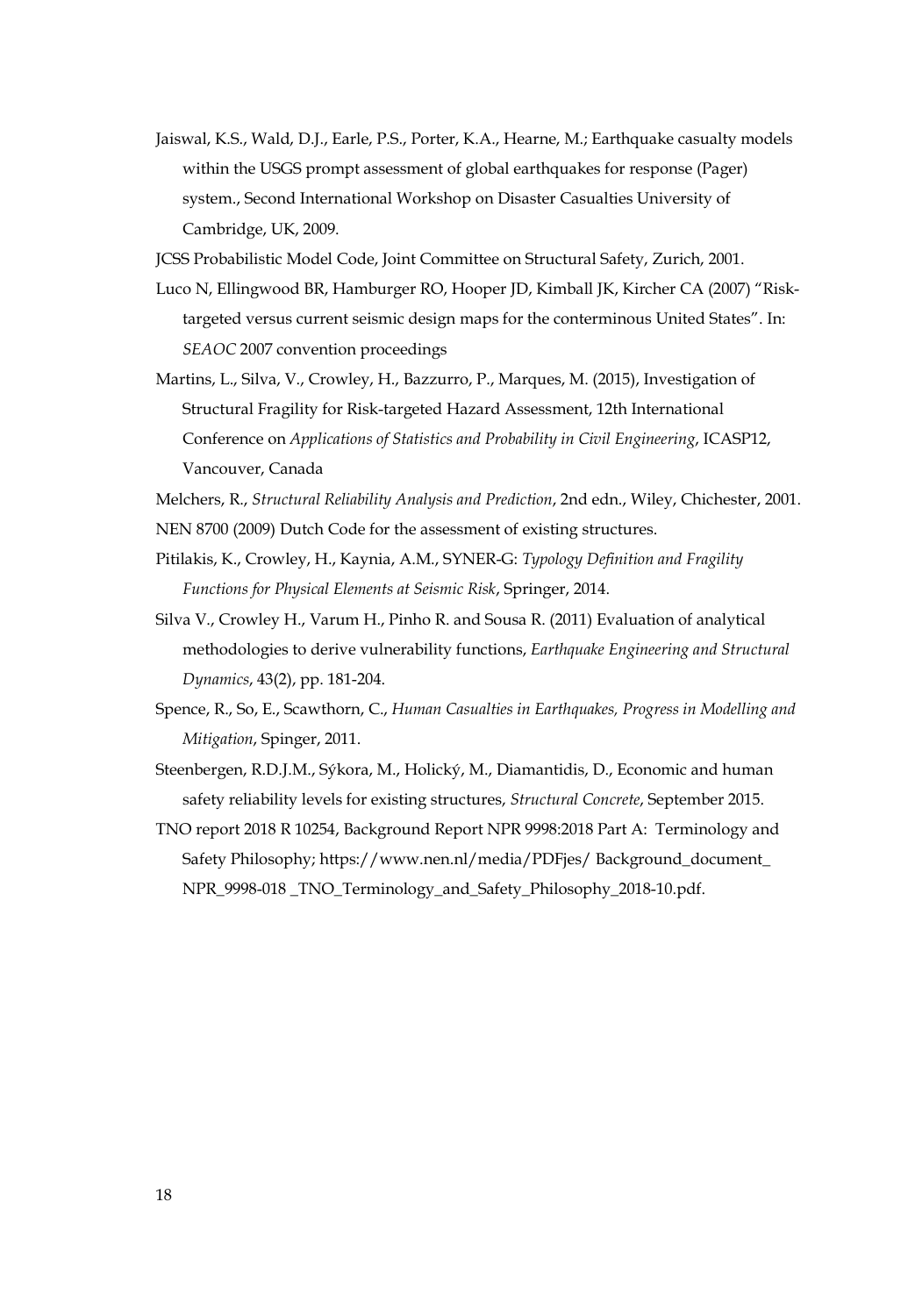Jaiswal, K.S., Wald, D.J., Earle, P.S., Porter, K.A., Hearne, M.; Earthquake casualty models within the USGS prompt assessment of global earthquakes for response (Pager) system., Second International Workshop on Disaster Casualties University of Cambridge, UK, 2009.

JCSS Probabilistic Model Code, Joint Committee on Structural Safety, Zurich, 2001.

Luco N, Ellingwood BR, Hamburger RO, Hooper JD, Kimball JK, Kircher CA (2007) "Risk-targeted versus current seismic design maps for the conterminous United States". In: *SEAOC* 2007 convention proceedings

Martins, L., Silva, V., Crowley, H., Bazzurro, P., Marques, M. (2015), Investigation of Structural Fragility for Risk-targeted Hazard Assessment, 12th International Conference on *Applications of Statistics and Probability in Civil Engineering*, ICASP12, Vancouver, Canada

Melchers, R., *Structural Reliability Analysis and Prediction*, 2nd edn., Wiley, Chichester, 2001.

NEN 8700 (2009) Dutch Code for the assessment of existing structures.

Pitilakis, K., Crowley, H., Kaynia, A.M., SYNER-G: *Typology Definition and Fragility Functions for Physical Elements at Seismic Risk*, Springer, 2014.

Silva V., Crowley H., Varum H., Pinho R. and Sousa R. (2011) Evaluation of analytical methodologies to derive vulnerability functions, *Earthquake Engineering and Structural Dynamics*, 43(2), pp. 181-204.

Spence, R., So, E., Scawthorn, C., *Human Casualties in Earthquakes, Progress in Modelling and Mitigation*, Spinger, 2011.

Steenbergen, R.D.J.M., Sýkora, M., Holický, M., Diamantidis, D., Economic and human safety reliability levels for existing structures, *Structural Concrete*, September 2015.

TNO report 2018 R 10254, Background Report NPR 9998:2018 Part A: Terminology and Safety Philosophy; https://www.nen.nl/media/PDFjes/ Background_document_ NPR_9998-018 _TNO_Terminology_and_Safety_Philosophy_2018-10.pdf.